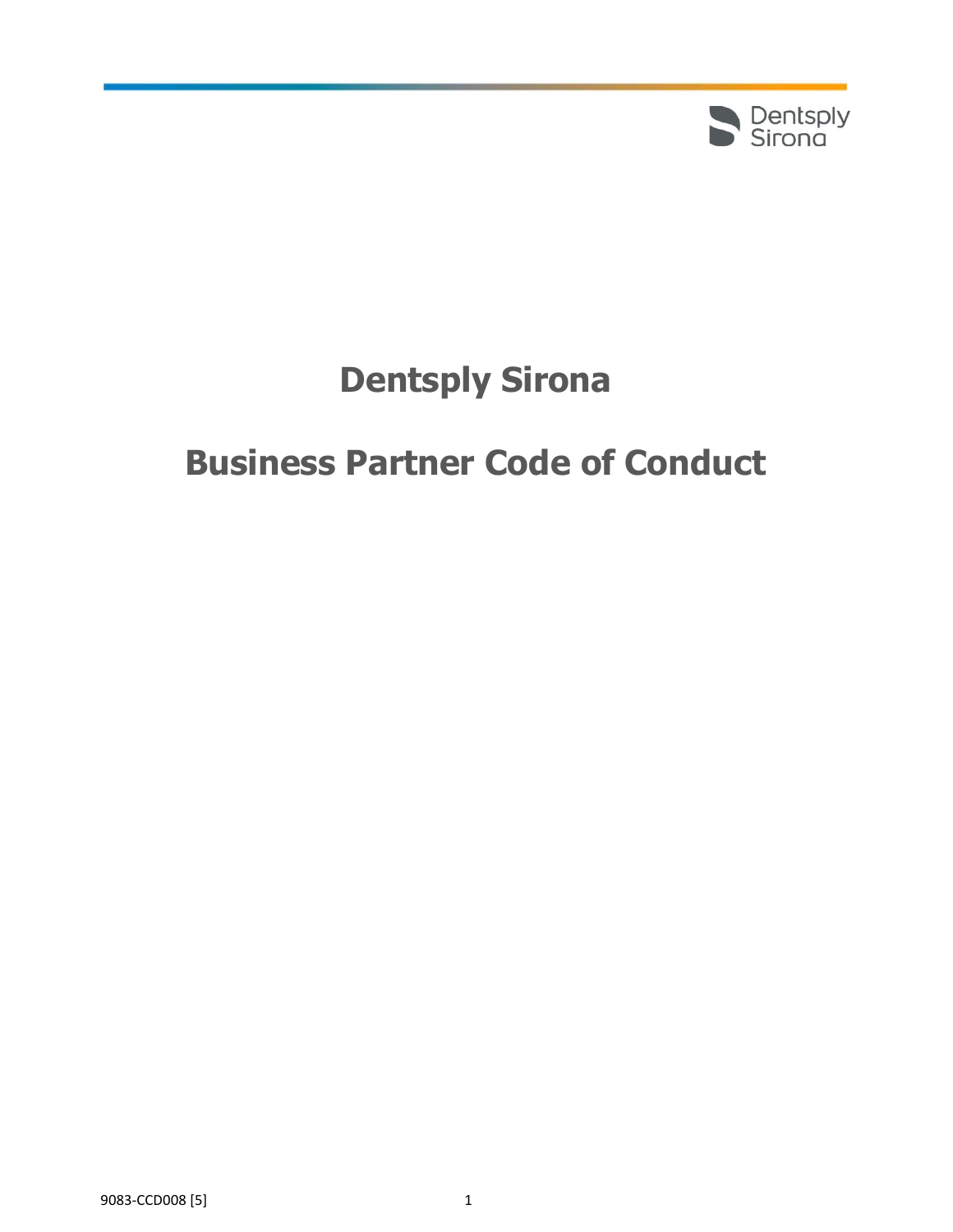# Dentsply Sirona

# Business Partner Code of Conduct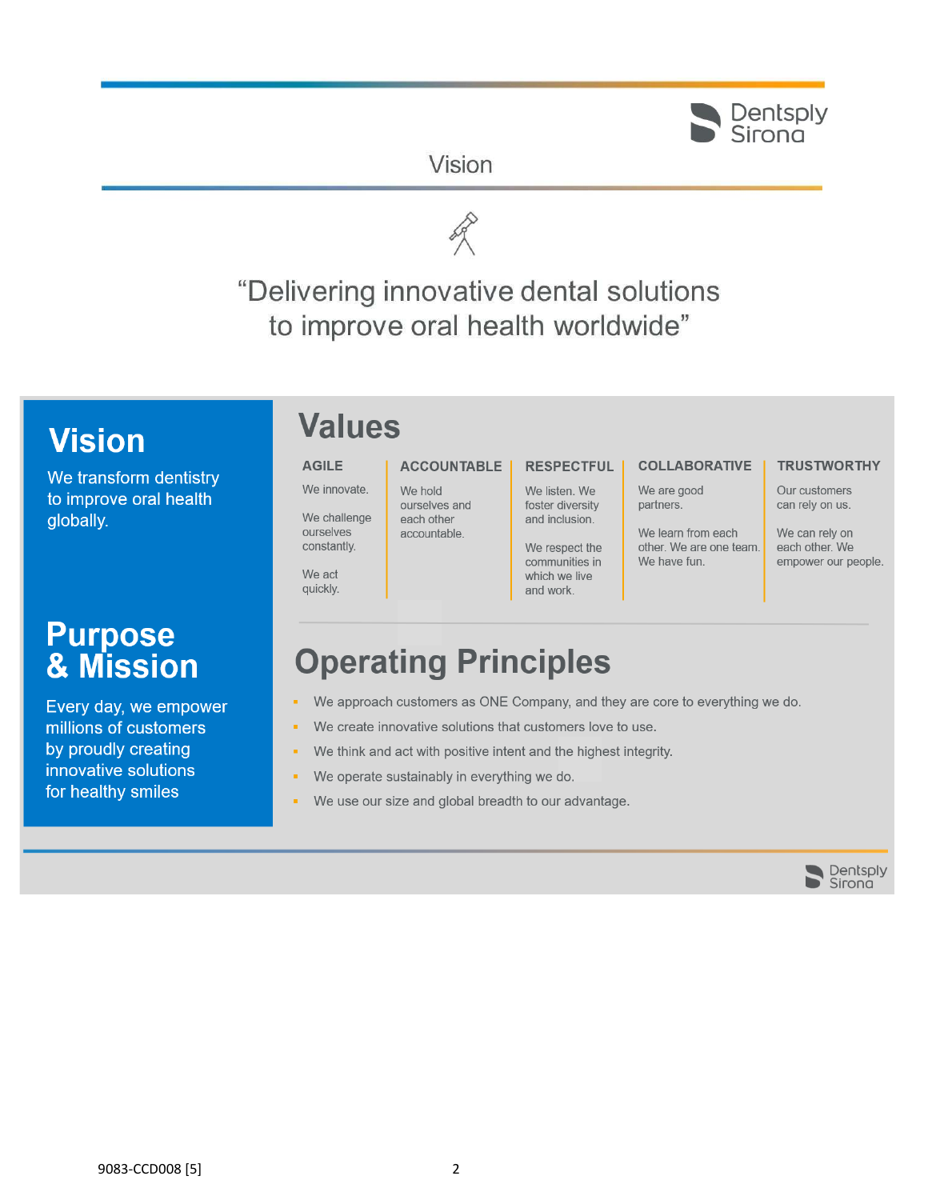# Vision

"Delivering innovative dental solutions to improve oral health worldwide"

## Vision

We transform dentistry to improve oral health globally.

## Purpose & Mission

Every day, we empower millions of customers by proudly creating innovative solutions for healthy smiles

## Values

| AGILE | ACCOUNTABLE | RESPECTFUL | COLLABORATIVE | TRUSTWORTHY |
|---|---|---|---|---|
| We innovate. We challenge ourselves constantly. We act quickly. | We hold ourselves and each other accountable. | We listen. We foster diversity and inclusion. We respect the communities in which we live and work. | We are good partners. We learn from each other. We are one team. We have fun. | Our customers can rely on us. We can rely on each other. We empower our people. |

## Operating Principles

- We approach customers as ONE Company, and they are core to everything we do.
- We create innovative solutions that customers love to use.
- We think and act with positive intent and the highest integrity.
- We operate sustainably in everything we do.
- We use our size and global breadth to our advantage.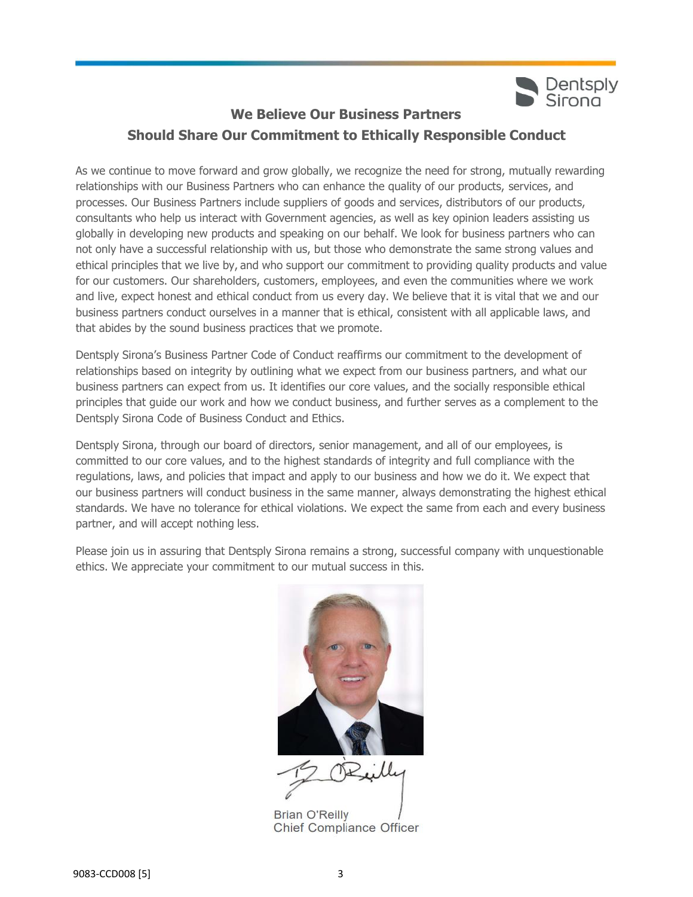## We Believe Our Business Partners Should Share Our Commitment to Ethically Responsible Conduct

As we continue to move forward and grow globally, we recognize the need for strong, mutually rewarding relationships with our Business Partners who can enhance the quality of our products, services, and processes. Our Business Partners include suppliers of goods and services, distributors of our products, consultants who help us interact with Government agencies, as well as key opinion leaders assisting us globally in developing new products and speaking on our behalf. We look for business partners who can not only have a successful relationship with us, but those who demonstrate the same strong values and ethical principles that we live by, and who support our commitment to providing quality products and value for our customers. Our shareholders, customers, employees, and even the communities where we work and live, expect honest and ethical conduct from us every day. We believe that it is vital that we and our business partners conduct ourselves in a manner that is ethical, consistent with all applicable laws, and that abides by the sound business practices that we promote.

Dentsply Sirona's Business Partner Code of Conduct reaffirms our commitment to the development of relationships based on integrity by outlining what we expect from our business partners, and what our business partners can expect from us. It identifies our core values, and the socially responsible ethical principles that guide our work and how we conduct business, and further serves as a complement to the Dentsply Sirona Code of Business Conduct and Ethics.

Dentsply Sirona, through our board of directors, senior management, and all of our employees, is committed to our core values, and to the highest standards of integrity and full compliance with the regulations, laws, and policies that impact and apply to our business and how we do it. We expect that our business partners will conduct business in the same manner, always demonstrating the highest ethical standards. We have no tolerance for ethical violations. We expect the same from each and every business partner, and will accept nothing less.

Please join us in assuring that Dentsply Sirona remains a strong, successful company with unquestionable ethics. We appreciate your commitment to our mutual success in this.

Brian O'Reilly
Chief Compliance Officer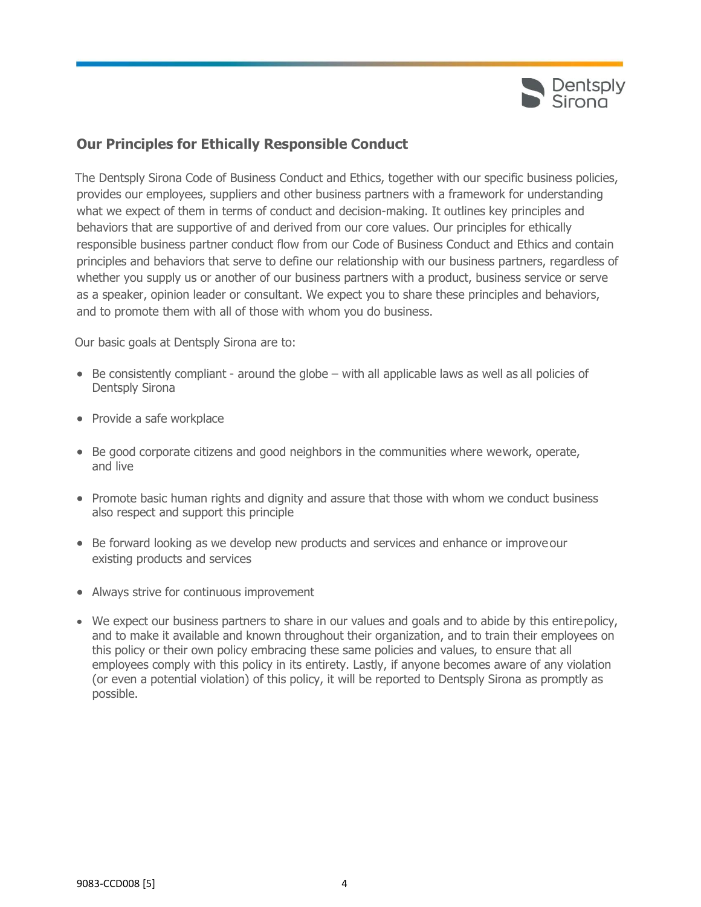## Our Principles for Ethically Responsible Conduct

The Dentsply Sirona Code of Business Conduct and Ethics, together with our specific business policies, provides our employees, suppliers and other business partners with a framework for understanding what we expect of them in terms of conduct and decision-making. It outlines key principles and behaviors that are supportive of and derived from our core values. Our principles for ethically responsible business partner conduct flow from our Code of Business Conduct and Ethics and contain principles and behaviors that serve to define our relationship with our business partners, regardless of whether you supply us or another of our business partners with a product, business service or serve as a speaker, opinion leader or consultant. We expect you to share these principles and behaviors, and to promote them with all of those with whom you do business.

Our basic goals at Dentsply Sirona are to:

- Be consistently compliant - around the globe – with all applicable laws as well as all policies of Dentsply Sirona
- Provide a safe workplace
- Be good corporate citizens and good neighbors in the communities where we work, operate, and live
- Promote basic human rights and dignity and assure that those with whom we conduct business also respect and support this principle
- Be forward looking as we develop new products and services and enhance or improve our existing products and services
- Always strive for continuous improvement
- We expect our business partners to share in our values and goals and to abide by this entire policy, and to make it available and known throughout their organization, and to train their employees on this policy or their own policy embracing these same policies and values, to ensure that all employees comply with this policy in its entirety. Lastly, if anyone becomes aware of any violation (or even a potential violation) of this policy, it will be reported to Dentsply Sirona as promptly as possible.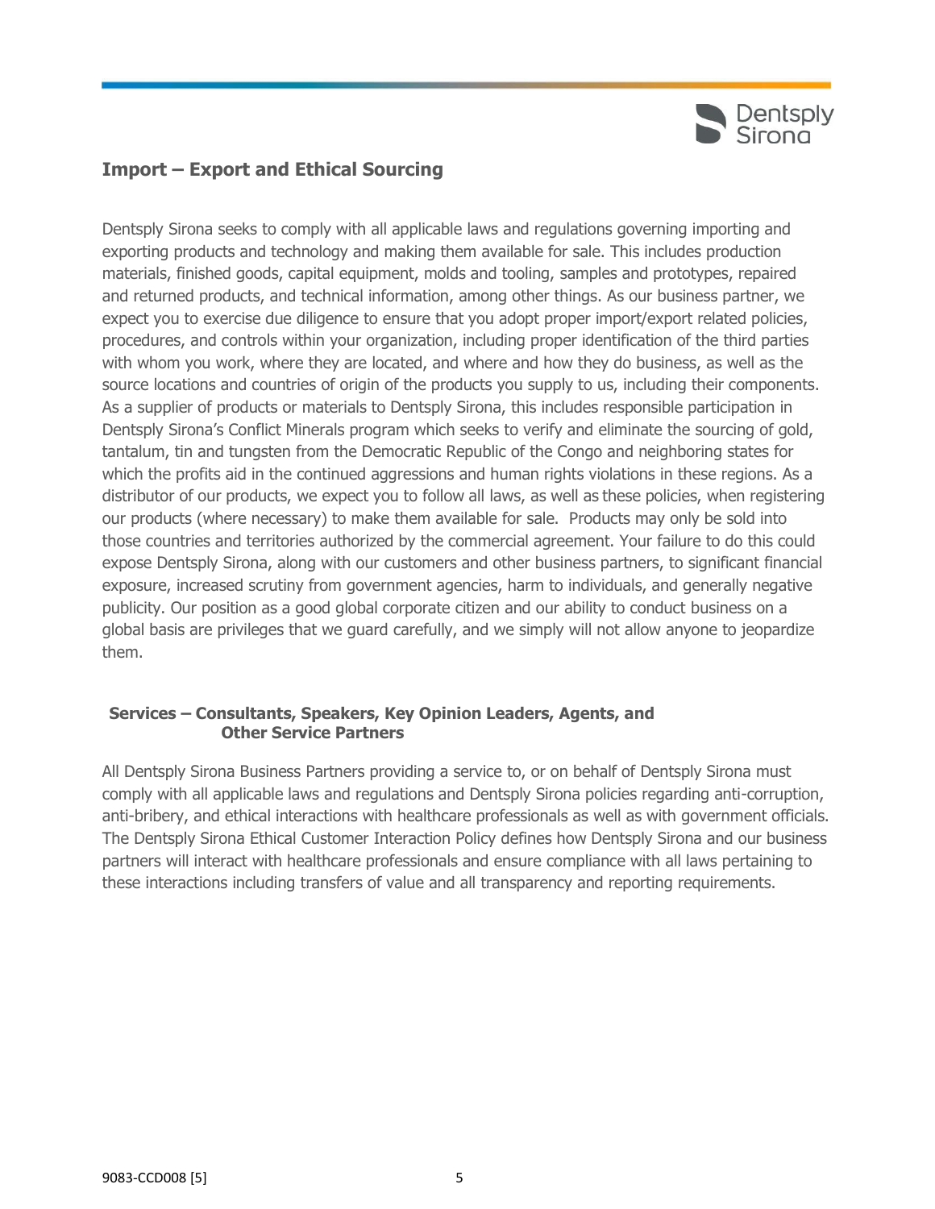## Import – Export and Ethical Sourcing

Dentsply Sirona seeks to comply with all applicable laws and regulations governing importing and exporting products and technology and making them available for sale. This includes production materials, finished goods, capital equipment, molds and tooling, samples and prototypes, repaired and returned products, and technical information, among other things. As our business partner, we expect you to exercise due diligence to ensure that you adopt proper import/export related policies, procedures, and controls within your organization, including proper identification of the third parties with whom you work, where they are located, and where and how they do business, as well as the source locations and countries of origin of the products you supply to us, including their components. As a supplier of products or materials to Dentsply Sirona, this includes responsible participation in Dentsply Sirona's Conflict Minerals program which seeks to verify and eliminate the sourcing of gold, tantalum, tin and tungsten from the Democratic Republic of the Congo and neighboring states for which the profits aid in the continued aggressions and human rights violations in these regions. As a distributor of our products, we expect you to follow all laws, as well as these policies, when registering our products (where necessary) to make them available for sale. Products may only be sold into those countries and territories authorized by the commercial agreement. Your failure to do this could expose Dentsply Sirona, along with our customers and other business partners, to significant financial exposure, increased scrutiny from government agencies, harm to individuals, and generally negative publicity. Our position as a good global corporate citizen and our ability to conduct business on a global basis are privileges that we guard carefully, and we simply will not allow anyone to jeopardize them.

### Services – Consultants, Speakers, Key Opinion Leaders, Agents, and Other Service Partners

All Dentsply Sirona Business Partners providing a service to, or on behalf of Dentsply Sirona must comply with all applicable laws and regulations and Dentsply Sirona policies regarding anti-corruption, anti-bribery, and ethical interactions with healthcare professionals as well as with government officials. The Dentsply Sirona Ethical Customer Interaction Policy defines how Dentsply Sirona and our business partners will interact with healthcare professionals and ensure compliance with all laws pertaining to these interactions including transfers of value and all transparency and reporting requirements.

9083-CCD008 [5]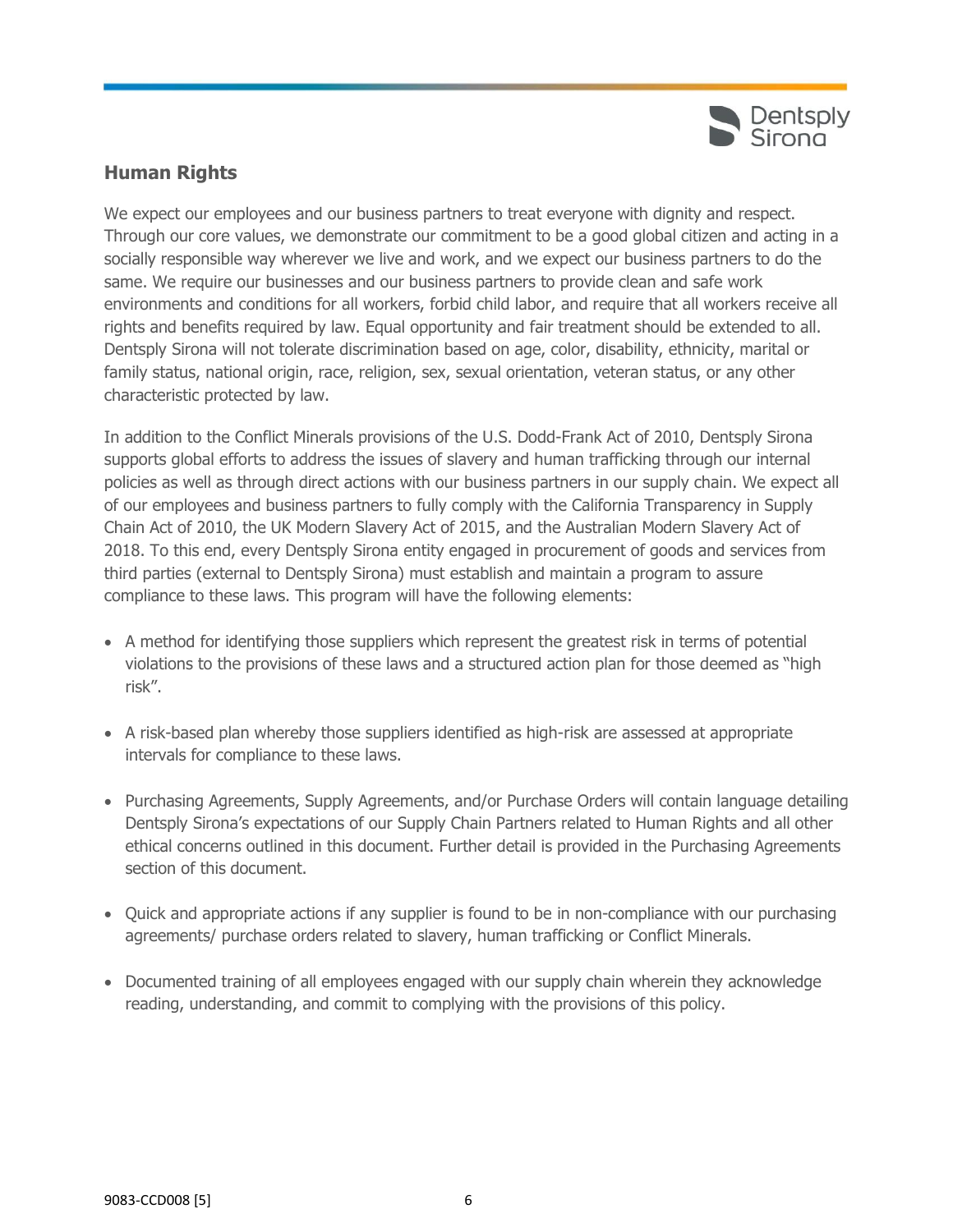## Human Rights

We expect our employees and our business partners to treat everyone with dignity and respect. Through our core values, we demonstrate our commitment to be a good global citizen and acting in a socially responsible way wherever we live and work, and we expect our business partners to do the same. We require our businesses and our business partners to provide clean and safe work environments and conditions for all workers, forbid child labor, and require that all workers receive all rights and benefits required by law. Equal opportunity and fair treatment should be extended to all. Dentsply Sirona will not tolerate discrimination based on age, color, disability, ethnicity, marital or family status, national origin, race, religion, sex, sexual orientation, veteran status, or any other characteristic protected by law.

In addition to the Conflict Minerals provisions of the U.S. Dodd-Frank Act of 2010, Dentsply Sirona supports global efforts to address the issues of slavery and human trafficking through our internal policies as well as through direct actions with our business partners in our supply chain. We expect all of our employees and business partners to fully comply with the California Transparency in Supply Chain Act of 2010, the UK Modern Slavery Act of 2015, and the Australian Modern Slavery Act of 2018. To this end, every Dentsply Sirona entity engaged in procurement of goods and services from third parties (external to Dentsply Sirona) must establish and maintain a program to assure compliance to these laws. This program will have the following elements:

- A method for identifying those suppliers which represent the greatest risk in terms of potential violations to the provisions of these laws and a structured action plan for those deemed as "high risk".
- A risk-based plan whereby those suppliers identified as high-risk are assessed at appropriate intervals for compliance to these laws.
- Purchasing Agreements, Supply Agreements, and/or Purchase Orders will contain language detailing Dentsply Sirona's expectations of our Supply Chain Partners related to Human Rights and all other ethical concerns outlined in this document. Further detail is provided in the Purchasing Agreements section of this document.
- Quick and appropriate actions if any supplier is found to be in non-compliance with our purchasing agreements/ purchase orders related to slavery, human trafficking or Conflict Minerals.
- Documented training of all employees engaged with our supply chain wherein they acknowledge reading, understanding, and commit to complying with the provisions of this policy.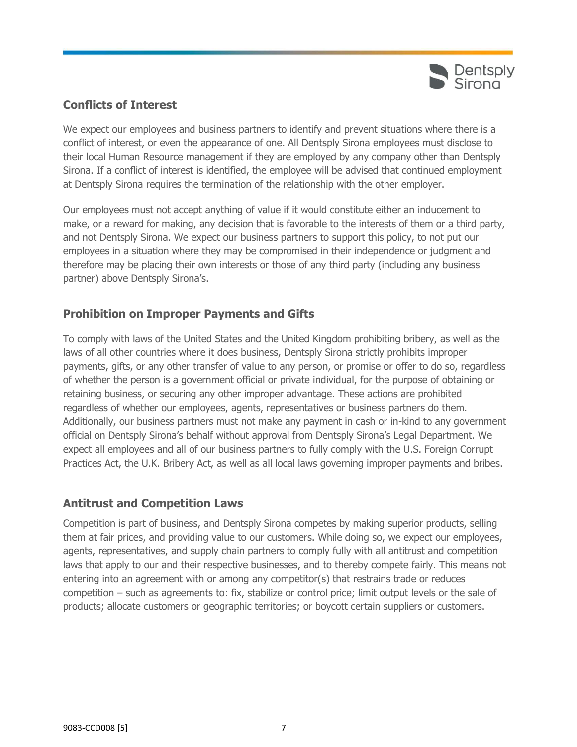## Conflicts of Interest

We expect our employees and business partners to identify and prevent situations where there is a conflict of interest, or even the appearance of one. All Dentsply Sirona employees must disclose to their local Human Resource management if they are employed by any company other than Dentsply Sirona. If a conflict of interest is identified, the employee will be advised that continued employment at Dentsply Sirona requires the termination of the relationship with the other employer.

Our employees must not accept anything of value if it would constitute either an inducement to make, or a reward for making, any decision that is favorable to the interests of them or a third party, and not Dentsply Sirona. We expect our business partners to support this policy, to not put our employees in a situation where they may be compromised in their independence or judgment and therefore may be placing their own interests or those of any third party (including any business partner) above Dentsply Sirona's.

## Prohibition on Improper Payments and Gifts

To comply with laws of the United States and the United Kingdom prohibiting bribery, as well as the laws of all other countries where it does business, Dentsply Sirona strictly prohibits improper payments, gifts, or any other transfer of value to any person, or promise or offer to do so, regardless of whether the person is a government official or private individual, for the purpose of obtaining or retaining business, or securing any other improper advantage. These actions are prohibited regardless of whether our employees, agents, representatives or business partners do them. Additionally, our business partners must not make any payment in cash or in-kind to any government official on Dentsply Sirona's behalf without approval from Dentsply Sirona's Legal Department. We expect all employees and all of our business partners to fully comply with the U.S. Foreign Corrupt Practices Act, the U.K. Bribery Act, as well as all local laws governing improper payments and bribes.

## Antitrust and Competition Laws

Competition is part of business, and Dentsply Sirona competes by making superior products, selling them at fair prices, and providing value to our customers. While doing so, we expect our employees, agents, representatives, and supply chain partners to comply fully with all antitrust and competition laws that apply to our and their respective businesses, and to thereby compete fairly. This means not entering into an agreement with or among any competitor(s) that restrains trade or reduces competition – such as agreements to: fix, stabilize or control price; limit output levels or the sale of products; allocate customers or geographic territories; or boycott certain suppliers or customers.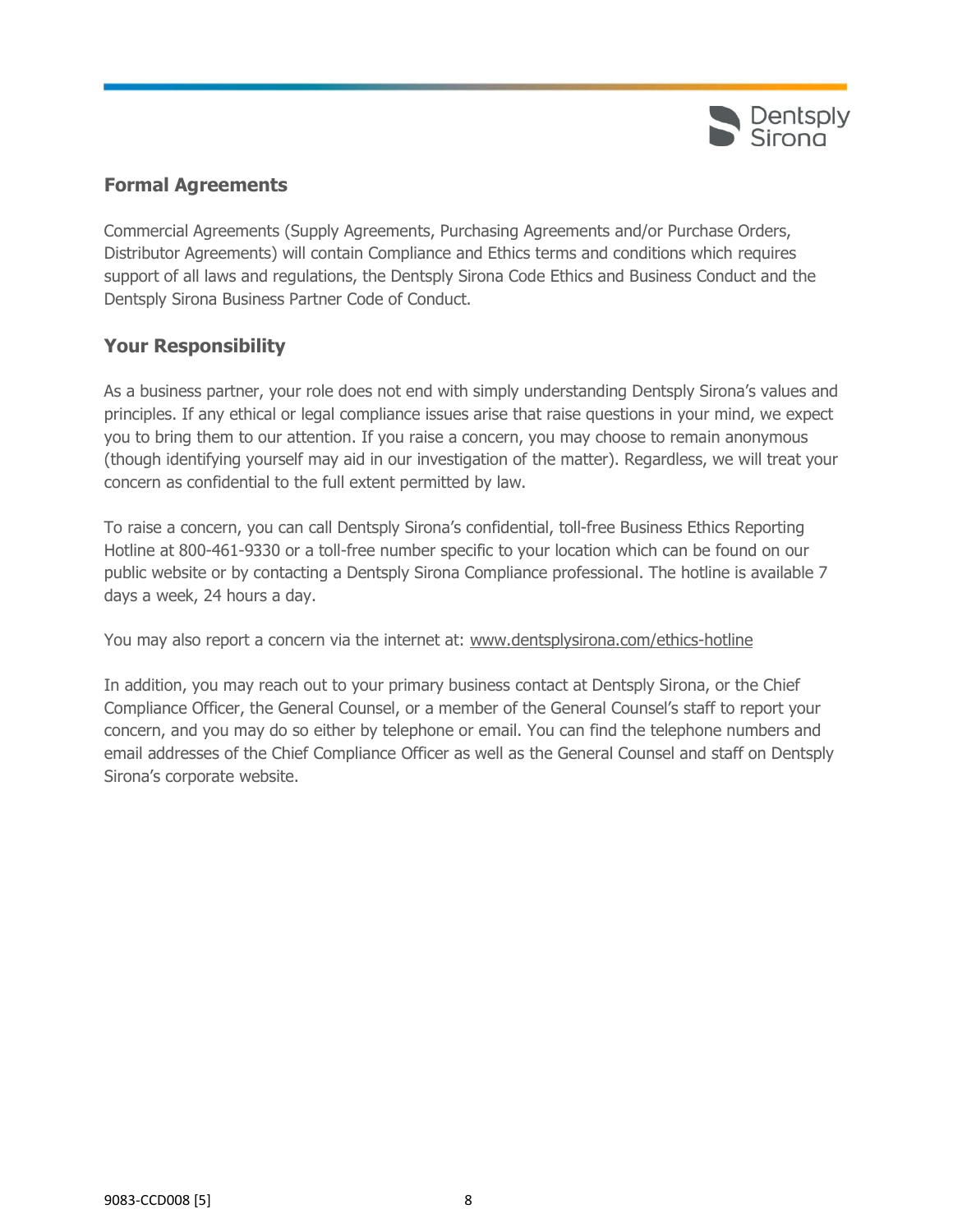## Formal Agreements

Commercial Agreements (Supply Agreements, Purchasing Agreements and/or Purchase Orders, Distributor Agreements) will contain Compliance and Ethics terms and conditions which requires support of all laws and regulations, the Dentsply Sirona Code Ethics and Business Conduct and the Dentsply Sirona Business Partner Code of Conduct.

## Your Responsibility

As a business partner, your role does not end with simply understanding Dentsply Sirona's values and principles. If any ethical or legal compliance issues arise that raise questions in your mind, we expect you to bring them to our attention. If you raise a concern, you may choose to remain anonymous (though identifying yourself may aid in our investigation of the matter). Regardless, we will treat your concern as confidential to the full extent permitted by law.

To raise a concern, you can call Dentsply Sirona's confidential, toll-free Business Ethics Reporting Hotline at 800-461-9330 or a toll-free number specific to your location which can be found on our public website or by contacting a Dentsply Sirona Compliance professional. The hotline is available 7 days a week, 24 hours a day.

You may also report a concern via the internet at: www.dentsplysirona.com/ethics-hotline

In addition, you may reach out to your primary business contact at Dentsply Sirona, or the Chief Compliance Officer, the General Counsel, or a member of the General Counsel's staff to report your concern, and you may do so either by telephone or email. You can find the telephone numbers and email addresses of the Chief Compliance Officer as well as the General Counsel and staff on Dentsply Sirona's corporate website.